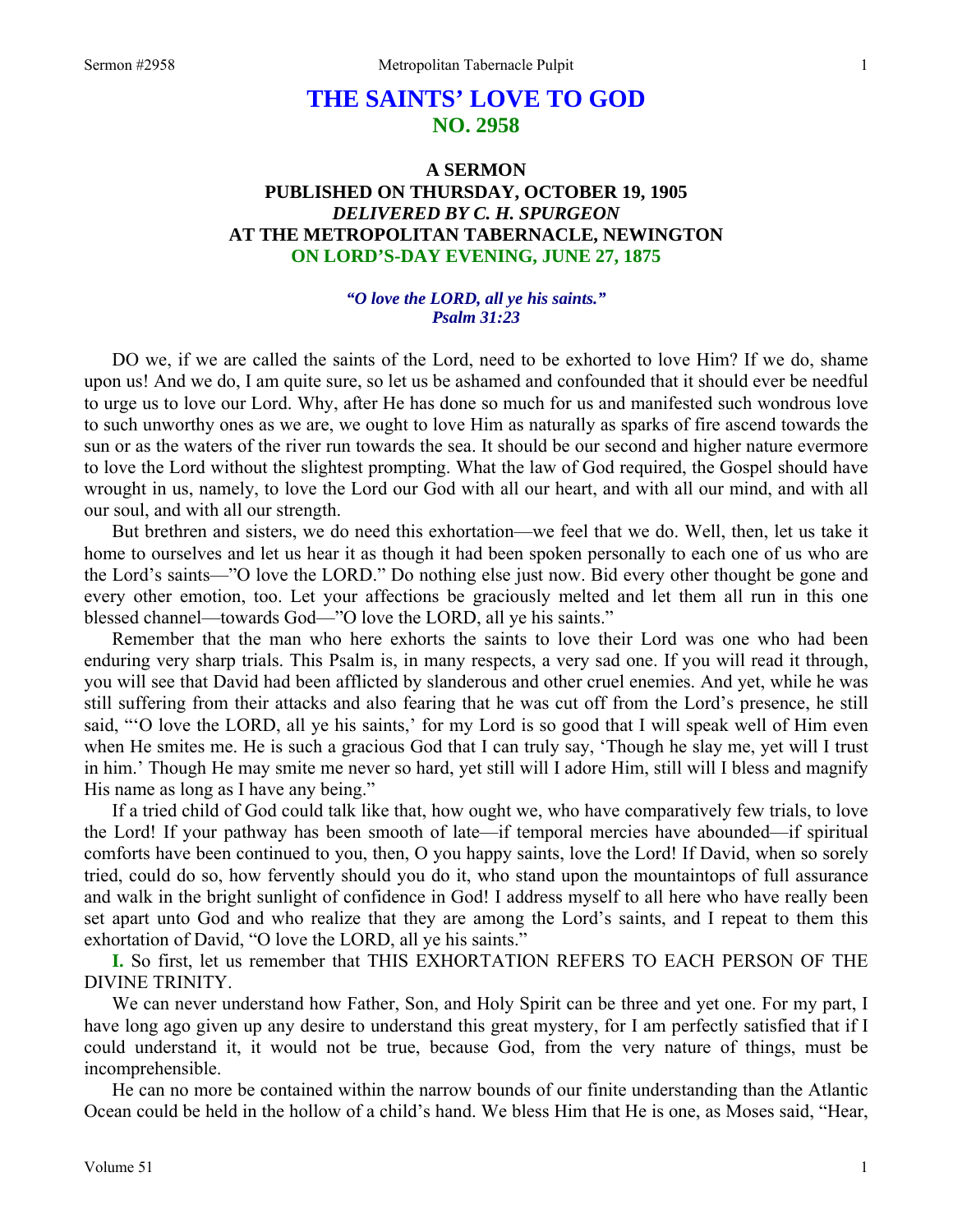# THE SAINTS' LOVE TO GOD
## NO. 2958

### A SERMON
### PUBLISHED ON THURSDAY, OCTOBER 19, 1905
### *DELIVERED BY C. H. SPURGEON*
### AT THE METROPOLITAN TABERNACLE, NEWINGTON
### ON LORD'S-DAY EVENING, JUNE 27, 1875

***"O love the LORD, all ye his saints."***
***Psalm 31:23***

DO we, if we are called the saints of the Lord, need to be exhorted to love Him? If we do, shame upon us! And we do, I am quite sure, so let us be ashamed and confounded that it should ever be needful to urge us to love our Lord. Why, after He has done so much for us and manifested such wondrous love to such unworthy ones as we are, we ought to love Him as naturally as sparks of fire ascend towards the sun or as the waters of the river run towards the sea. It should be our second and higher nature evermore to love the Lord without the slightest prompting. What the law of God required, the Gospel should have wrought in us, namely, to love the Lord our God with all our heart, and with all our mind, and with all our soul, and with all our strength.

But brethren and sisters, we do need this exhortation—we feel that we do. Well, then, let us take it home to ourselves and let us hear it as though it had been spoken personally to each one of us who are the Lord's saints—"O love the LORD." Do nothing else just now. Bid every other thought be gone and every other emotion, too. Let your affections be graciously melted and let them all run in this one blessed channel—towards God—"O love the LORD, all ye his saints."

Remember that the man who here exhorts the saints to love their Lord was one who had been enduring very sharp trials. This Psalm is, in many respects, a very sad one. If you will read it through, you will see that David had been afflicted by slanderous and other cruel enemies. And yet, while he was still suffering from their attacks and also fearing that he was cut off from the Lord's presence, he still said, "'O love the LORD, all ye his saints,' for my Lord is so good that I will speak well of Him even when He smites me. He is such a gracious God that I can truly say, 'Though he slay me, yet will I trust in him.' Though He may smite me never so hard, yet still will I adore Him, still will I bless and magnify His name as long as I have any being."

If a tried child of God could talk like that, how ought we, who have comparatively few trials, to love the Lord! If your pathway has been smooth of late—if temporal mercies have abounded—if spiritual comforts have been continued to you, then, O you happy saints, love the Lord! If David, when so sorely tried, could do so, how fervently should you do it, who stand upon the mountaintops of full assurance and walk in the bright sunlight of confidence in God! I address myself to all here who have really been set apart unto God and who realize that they are among the Lord's saints, and I repeat to them this exhortation of David, "O love the LORD, all ye his saints."

**I.** So first, let us remember that THIS EXHORTATION REFERS TO EACH PERSON OF THE DIVINE TRINITY.

We can never understand how Father, Son, and Holy Spirit can be three and yet one. For my part, I have long ago given up any desire to understand this great mystery, for I am perfectly satisfied that if I could understand it, it would not be true, because God, from the very nature of things, must be incomprehensible.

He can no more be contained within the narrow bounds of our finite understanding than the Atlantic Ocean could be held in the hollow of a child's hand. We bless Him that He is one, as Moses said, "Hear,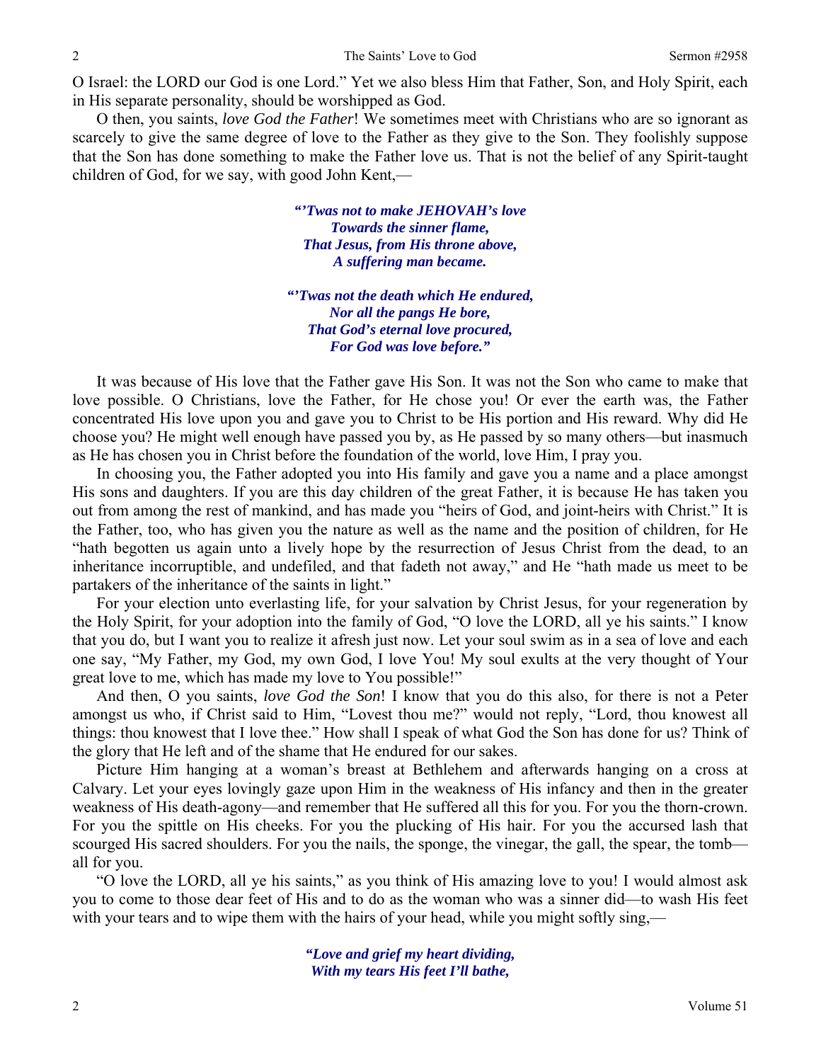O Israel: the LORD our God is one Lord." Yet we also bless Him that Father, Son, and Holy Spirit, each in His separate personality, should be worshipped as God.

O then, you saints, *love God the Father*! We sometimes meet with Christians who are so ignorant as scarcely to give the same degree of love to the Father as they give to the Son. They foolishly suppose that the Son has done something to make the Father love us. That is not the belief of any Spirit-taught children of God, for we say, with good John Kent,—

> ***"'Twas not to make JEHOVAH's love***
> ***Towards the sinner flame,***
> ***That Jesus, from His throne above,***
> ***A suffering man became.***
>
> ***"'Twas not the death which He endured,***
> ***Nor all the pangs He bore,***
> ***That God's eternal love procured,***
> ***For God was love before."***

It was because of His love that the Father gave His Son. It was not the Son who came to make that love possible. O Christians, love the Father, for He chose you! Or ever the earth was, the Father concentrated His love upon you and gave you to Christ to be His portion and His reward. Why did He choose you? He might well enough have passed you by, as He passed by so many others—but inasmuch as He has chosen you in Christ before the foundation of the world, love Him, I pray you.

In choosing you, the Father adopted you into His family and gave you a name and a place amongst His sons and daughters. If you are this day children of the great Father, it is because He has taken you out from among the rest of mankind, and has made you "heirs of God, and joint-heirs with Christ." It is the Father, too, who has given you the nature as well as the name and the position of children, for He "hath begotten us again unto a lively hope by the resurrection of Jesus Christ from the dead, to an inheritance incorruptible, and undefiled, and that fadeth not away," and He "hath made us meet to be partakers of the inheritance of the saints in light."

For your election unto everlasting life, for your salvation by Christ Jesus, for your regeneration by the Holy Spirit, for your adoption into the family of God, "O love the LORD, all ye his saints." I know that you do, but I want you to realize it afresh just now. Let your soul swim as in a sea of love and each one say, "My Father, my God, my own God, I love You! My soul exults at the very thought of Your great love to me, which has made my love to You possible!"

And then, O you saints, *love God the Son*! I know that you do this also, for there is not a Peter amongst us who, if Christ said to Him, "Lovest thou me?" would not reply, "Lord, thou knowest all things: thou knowest that I love thee." How shall I speak of what God the Son has done for us? Think of the glory that He left and of the shame that He endured for our sakes.

Picture Him hanging at a woman's breast at Bethlehem and afterwards hanging on a cross at Calvary. Let your eyes lovingly gaze upon Him in the weakness of His infancy and then in the greater weakness of His death-agony—and remember that He suffered all this for you. For you the thorn-crown. For you the spittle on His cheeks. For you the plucking of His hair. For you the accursed lash that scourged His sacred shoulders. For you the nails, the sponge, the vinegar, the gall, the spear, the tomb—all for you.

"O love the LORD, all ye his saints," as you think of His amazing love to you! I would almost ask you to come to those dear feet of His and to do as the woman who was a sinner did—to wash His feet with your tears and to wipe them with the hairs of your head, while you might softly sing,—

> ***"Love and grief my heart dividing,***
> ***With my tears His feet I'll bathe,***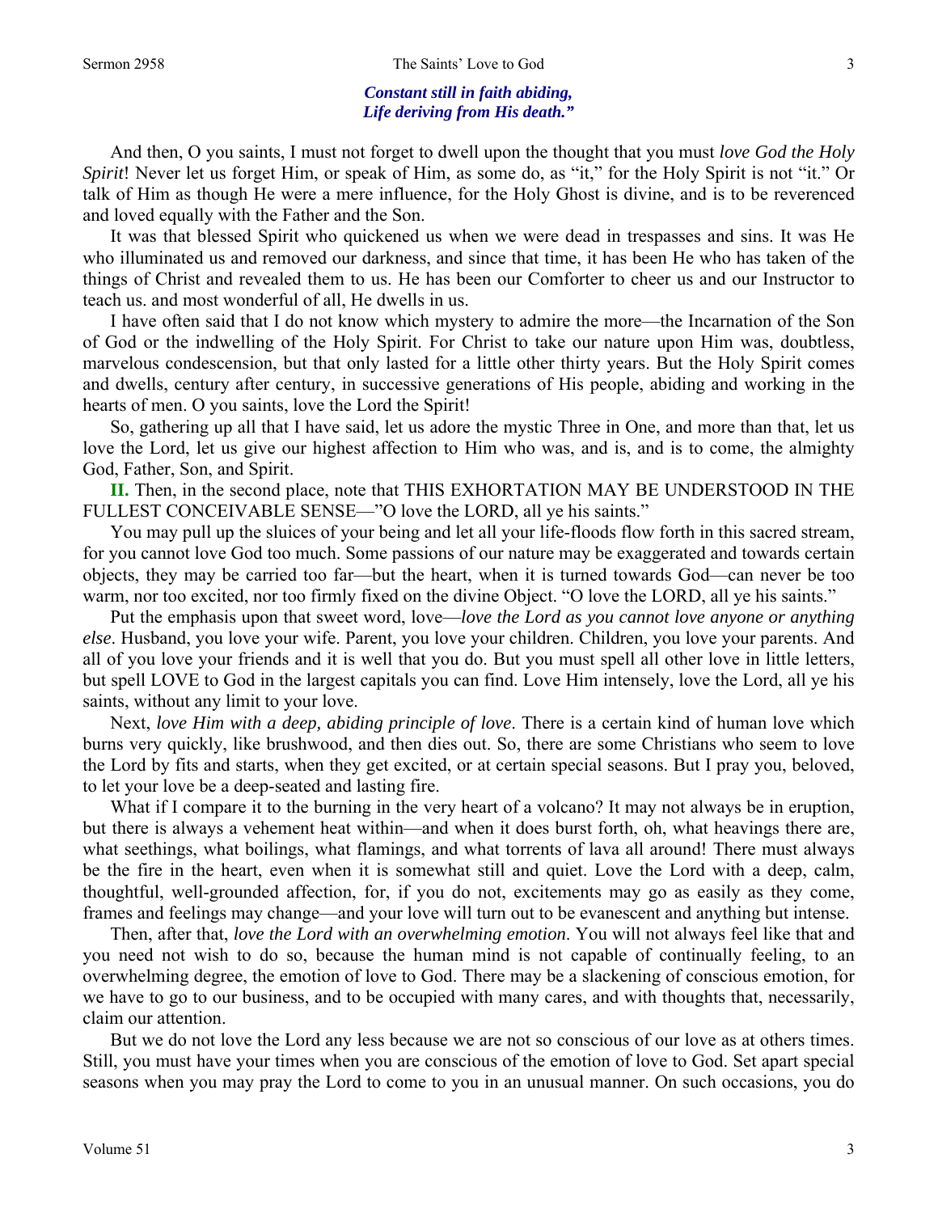*Constant still in faith abiding,*
*Life deriving from His death."*

And then, O you saints, I must not forget to dwell upon the thought that you must *love God the Holy Spirit*! Never let us forget Him, or speak of Him, as some do, as "it," for the Holy Spirit is not "it." Or talk of Him as though He were a mere influence, for the Holy Ghost is divine, and is to be reverenced and loved equally with the Father and the Son.

It was that blessed Spirit who quickened us when we were dead in trespasses and sins. It was He who illuminated us and removed our darkness, and since that time, it has been He who has taken of the things of Christ and revealed them to us. He has been our Comforter to cheer us and our Instructor to teach us. and most wonderful of all, He dwells in us.

I have often said that I do not know which mystery to admire the more—the Incarnation of the Son of God or the indwelling of the Holy Spirit. For Christ to take our nature upon Him was, doubtless, marvelous condescension, but that only lasted for a little other thirty years. But the Holy Spirit comes and dwells, century after century, in successive generations of His people, abiding and working in the hearts of men. O you saints, love the Lord the Spirit!

So, gathering up all that I have said, let us adore the mystic Three in One, and more than that, let us love the Lord, let us give our highest affection to Him who was, and is, and is to come, the almighty God, Father, Son, and Spirit.

**II.** Then, in the second place, note that THIS EXHORTATION MAY BE UNDERSTOOD IN THE FULLEST CONCEIVABLE SENSE—"O love the LORD, all ye his saints."

You may pull up the sluices of your being and let all your life-floods flow forth in this sacred stream, for you cannot love God too much. Some passions of our nature may be exaggerated and towards certain objects, they may be carried too far—but the heart, when it is turned towards God—can never be too warm, nor too excited, nor too firmly fixed on the divine Object. "O love the LORD, all ye his saints."

Put the emphasis upon that sweet word, love—*love the Lord as you cannot love anyone or anything else*. Husband, you love your wife. Parent, you love your children. Children, you love your parents. And all of you love your friends and it is well that you do. But you must spell all other love in little letters, but spell LOVE to God in the largest capitals you can find. Love Him intensely, love the Lord, all ye his saints, without any limit to your love.

Next, *love Him with a deep, abiding principle of love*. There is a certain kind of human love which burns very quickly, like brushwood, and then dies out. So, there are some Christians who seem to love the Lord by fits and starts, when they get excited, or at certain special seasons. But I pray you, beloved, to let your love be a deep-seated and lasting fire.

What if I compare it to the burning in the very heart of a volcano? It may not always be in eruption, but there is always a vehement heat within—and when it does burst forth, oh, what heavings there are, what seethings, what boilings, what flamings, and what torrents of lava all around! There must always be the fire in the heart, even when it is somewhat still and quiet. Love the Lord with a deep, calm, thoughtful, well-grounded affection, for, if you do not, excitements may go as easily as they come, frames and feelings may change—and your love will turn out to be evanescent and anything but intense.

Then, after that, *love the Lord with an overwhelming emotion*. You will not always feel like that and you need not wish to do so, because the human mind is not capable of continually feeling, to an overwhelming degree, the emotion of love to God. There may be a slackening of conscious emotion, for we have to go to our business, and to be occupied with many cares, and with thoughts that, necessarily, claim our attention.

But we do not love the Lord any less because we are not so conscious of our love as at others times. Still, you must have your times when you are conscious of the emotion of love to God. Set apart special seasons when you may pray the Lord to come to you in an unusual manner. On such occasions, you do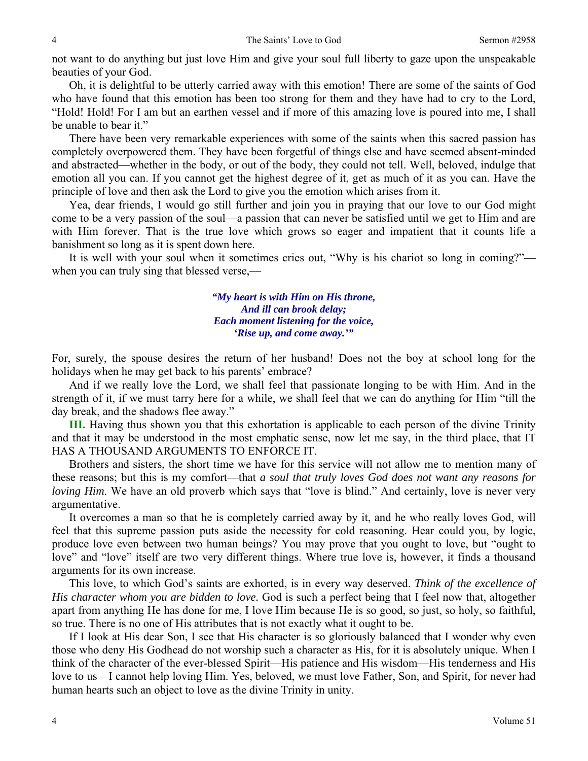not want to do anything but just love Him and give your soul full liberty to gaze upon the unspeakable beauties of your God.

Oh, it is delightful to be utterly carried away with this emotion! There are some of the saints of God who have found that this emotion has been too strong for them and they have had to cry to the Lord, "Hold! Hold! For I am but an earthen vessel and if more of this amazing love is poured into me, I shall be unable to bear it."

There have been very remarkable experiences with some of the saints when this sacred passion has completely overpowered them. They have been forgetful of things else and have seemed absent-minded and abstracted—whether in the body, or out of the body, they could not tell. Well, beloved, indulge that emotion all you can. If you cannot get the highest degree of it, get as much of it as you can. Have the principle of love and then ask the Lord to give you the emotion which arises from it.

Yea, dear friends, I would go still further and join you in praying that our love to our God might come to be a very passion of the soul—a passion that can never be satisfied until we get to Him and are with Him forever. That is the true love which grows so eager and impatient that it counts life a banishment so long as it is spent down here.

It is well with your soul when it sometimes cries out, "Why is his chariot so long in coming?"—when you can truly sing that blessed verse,—

> ***"My heart is with Him on His throne,***
> ***And ill can brook delay;***
> ***Each moment listening for the voice,***
> ***'Rise up, and come away.'"***

For, surely, the spouse desires the return of her husband! Does not the boy at school long for the holidays when he may get back to his parents' embrace?

And if we really love the Lord, we shall feel that passionate longing to be with Him. And in the strength of it, if we must tarry here for a while, we shall feel that we can do anything for Him "till the day break, and the shadows flee away."

**III.** Having thus shown you that this exhortation is applicable to each person of the divine Trinity and that it may be understood in the most emphatic sense, now let me say, in the third place, that IT HAS A THOUSAND ARGUMENTS TO ENFORCE IT.

Brothers and sisters, the short time we have for this service will not allow me to mention many of these reasons; but this is my comfort—that *a soul that truly loves God does not want any reasons for loving Him*. We have an old proverb which says that "love is blind." And certainly, love is never very argumentative.

It overcomes a man so that he is completely carried away by it, and he who really loves God, will feel that this supreme passion puts aside the necessity for cold reasoning. Hear could you, by logic, produce love even between two human beings? You may prove that you ought to love, but "ought to love" and "love" itself are two very different things. Where true love is, however, it finds a thousand arguments for its own increase.

This love, to which God's saints are exhorted, is in every way deserved. *Think of the excellence of His character whom you are bidden to love.* God is such a perfect being that I feel now that, altogether apart from anything He has done for me, I love Him because He is so good, so just, so holy, so faithful, so true. There is no one of His attributes that is not exactly what it ought to be.

If I look at His dear Son, I see that His character is so gloriously balanced that I wonder why even those who deny His Godhead do not worship such a character as His, for it is absolutely unique. When I think of the character of the ever-blessed Spirit—His patience and His wisdom—His tenderness and His love to us—I cannot help loving Him. Yes, beloved, we must love Father, Son, and Spirit, for never had human hearts such an object to love as the divine Trinity in unity.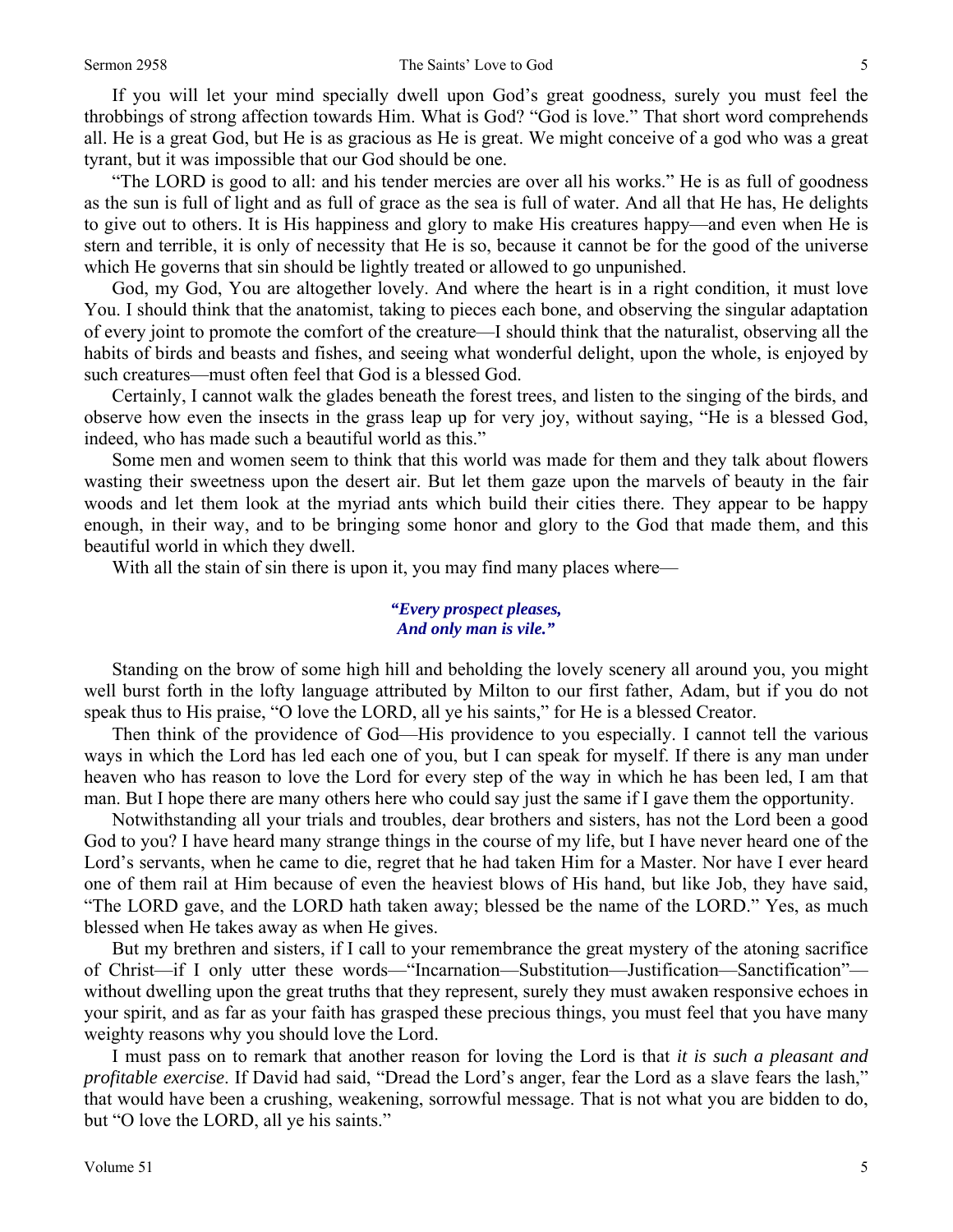If you will let your mind specially dwell upon God's great goodness, surely you must feel the throbbings of strong affection towards Him. What is God? "God is love." That short word comprehends all. He is a great God, but He is as gracious as He is great. We might conceive of a god who was a great tyrant, but it was impossible that our God should be one.

"The LORD is good to all: and his tender mercies are over all his works." He is as full of goodness as the sun is full of light and as full of grace as the sea is full of water. And all that He has, He delights to give out to others. It is His happiness and glory to make His creatures happy—and even when He is stern and terrible, it is only of necessity that He is so, because it cannot be for the good of the universe which He governs that sin should be lightly treated or allowed to go unpunished.

God, my God, You are altogether lovely. And where the heart is in a right condition, it must love You. I should think that the anatomist, taking to pieces each bone, and observing the singular adaptation of every joint to promote the comfort of the creature—I should think that the naturalist, observing all the habits of birds and beasts and fishes, and seeing what wonderful delight, upon the whole, is enjoyed by such creatures—must often feel that God is a blessed God.

Certainly, I cannot walk the glades beneath the forest trees, and listen to the singing of the birds, and observe how even the insects in the grass leap up for very joy, without saying, "He is a blessed God, indeed, who has made such a beautiful world as this."

Some men and women seem to think that this world was made for them and they talk about flowers wasting their sweetness upon the desert air. But let them gaze upon the marvels of beauty in the fair woods and let them look at the myriad ants which build their cities there. They appear to be happy enough, in their way, and to be bringing some honor and glory to the God that made them, and this beautiful world in which they dwell.

With all the stain of sin there is upon it, you may find many places where—

***"Every prospect pleases,***
***And only man is vile."***

Standing on the brow of some high hill and beholding the lovely scenery all around you, you might well burst forth in the lofty language attributed by Milton to our first father, Adam, but if you do not speak thus to His praise, "O love the LORD, all ye his saints," for He is a blessed Creator.

Then think of the providence of God—His providence to you especially. I cannot tell the various ways in which the Lord has led each one of you, but I can speak for myself. If there is any man under heaven who has reason to love the Lord for every step of the way in which he has been led, I am that man. But I hope there are many others here who could say just the same if I gave them the opportunity.

Notwithstanding all your trials and troubles, dear brothers and sisters, has not the Lord been a good God to you? I have heard many strange things in the course of my life, but I have never heard one of the Lord's servants, when he came to die, regret that he had taken Him for a Master. Nor have I ever heard one of them rail at Him because of even the heaviest blows of His hand, but like Job, they have said, "The LORD gave, and the LORD hath taken away; blessed be the name of the LORD." Yes, as much blessed when He takes away as when He gives.

But my brethren and sisters, if I call to your remembrance the great mystery of the atoning sacrifice of Christ—if I only utter these words—"Incarnation—Substitution—Justification—Sanctification"—without dwelling upon the great truths that they represent, surely they must awaken responsive echoes in your spirit, and as far as your faith has grasped these precious things, you must feel that you have many weighty reasons why you should love the Lord.

I must pass on to remark that another reason for loving the Lord is that *it is such a pleasant and profitable exercise*. If David had said, "Dread the Lord's anger, fear the Lord as a slave fears the lash," that would have been a crushing, weakening, sorrowful message. That is not what you are bidden to do, but "O love the LORD, all ye his saints."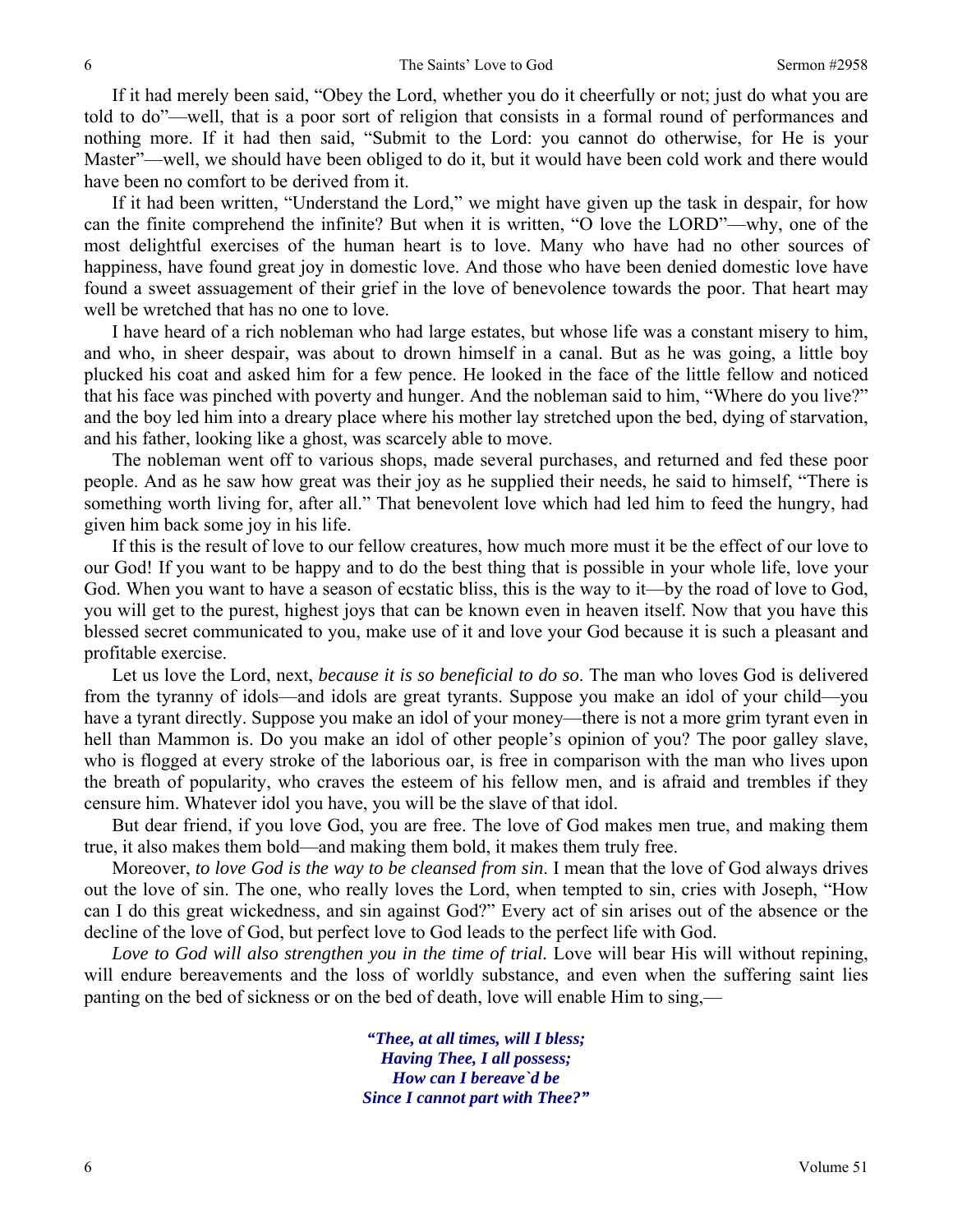If it had merely been said, "Obey the Lord, whether you do it cheerfully or not; just do what you are told to do"—well, that is a poor sort of religion that consists in a formal round of performances and nothing more. If it had then said, "Submit to the Lord: you cannot do otherwise, for He is your Master"—well, we should have been obliged to do it, but it would have been cold work and there would have been no comfort to be derived from it.

If it had been written, "Understand the Lord," we might have given up the task in despair, for how can the finite comprehend the infinite? But when it is written, "O love the LORD"—why, one of the most delightful exercises of the human heart is to love. Many who have had no other sources of happiness, have found great joy in domestic love. And those who have been denied domestic love have found a sweet assuagement of their grief in the love of benevolence towards the poor. That heart may well be wretched that has no one to love.

I have heard of a rich nobleman who had large estates, but whose life was a constant misery to him, and who, in sheer despair, was about to drown himself in a canal. But as he was going, a little boy plucked his coat and asked him for a few pence. He looked in the face of the little fellow and noticed that his face was pinched with poverty and hunger. And the nobleman said to him, "Where do you live?" and the boy led him into a dreary place where his mother lay stretched upon the bed, dying of starvation, and his father, looking like a ghost, was scarcely able to move.

The nobleman went off to various shops, made several purchases, and returned and fed these poor people. And as he saw how great was their joy as he supplied their needs, he said to himself, "There is something worth living for, after all." That benevolent love which had led him to feed the hungry, had given him back some joy in his life.

If this is the result of love to our fellow creatures, how much more must it be the effect of our love to our God! If you want to be happy and to do the best thing that is possible in your whole life, love your God. When you want to have a season of ecstatic bliss, this is the way to it—by the road of love to God, you will get to the purest, highest joys that can be known even in heaven itself. Now that you have this blessed secret communicated to you, make use of it and love your God because it is such a pleasant and profitable exercise.

Let us love the Lord, next, *because it is so beneficial to do so*. The man who loves God is delivered from the tyranny of idols—and idols are great tyrants. Suppose you make an idol of your child—you have a tyrant directly. Suppose you make an idol of your money—there is not a more grim tyrant even in hell than Mammon is. Do you make an idol of other people's opinion of you? The poor galley slave, who is flogged at every stroke of the laborious oar, is free in comparison with the man who lives upon the breath of popularity, who craves the esteem of his fellow men, and is afraid and trembles if they censure him. Whatever idol you have, you will be the slave of that idol.

But dear friend, if you love God, you are free. The love of God makes men true, and making them true, it also makes them bold—and making them bold, it makes them truly free.

Moreover, *to love God is the way to be cleansed from sin*. I mean that the love of God always drives out the love of sin. The one, who really loves the Lord, when tempted to sin, cries with Joseph, "How can I do this great wickedness, and sin against God?" Every act of sin arises out of the absence or the decline of the love of God, but perfect love to God leads to the perfect life with God.

*Love to God will also strengthen you in the time of trial.* Love will bear His will without repining, will endure bereavements and the loss of worldly substance, and even when the suffering saint lies panting on the bed of sickness or on the bed of death, love will enable Him to sing,—

> ***"Thee, at all times, will I bless;***
> ***Having Thee, I all possess;***
> ***How can I bereave`d be***
> ***Since I cannot part with Thee?"***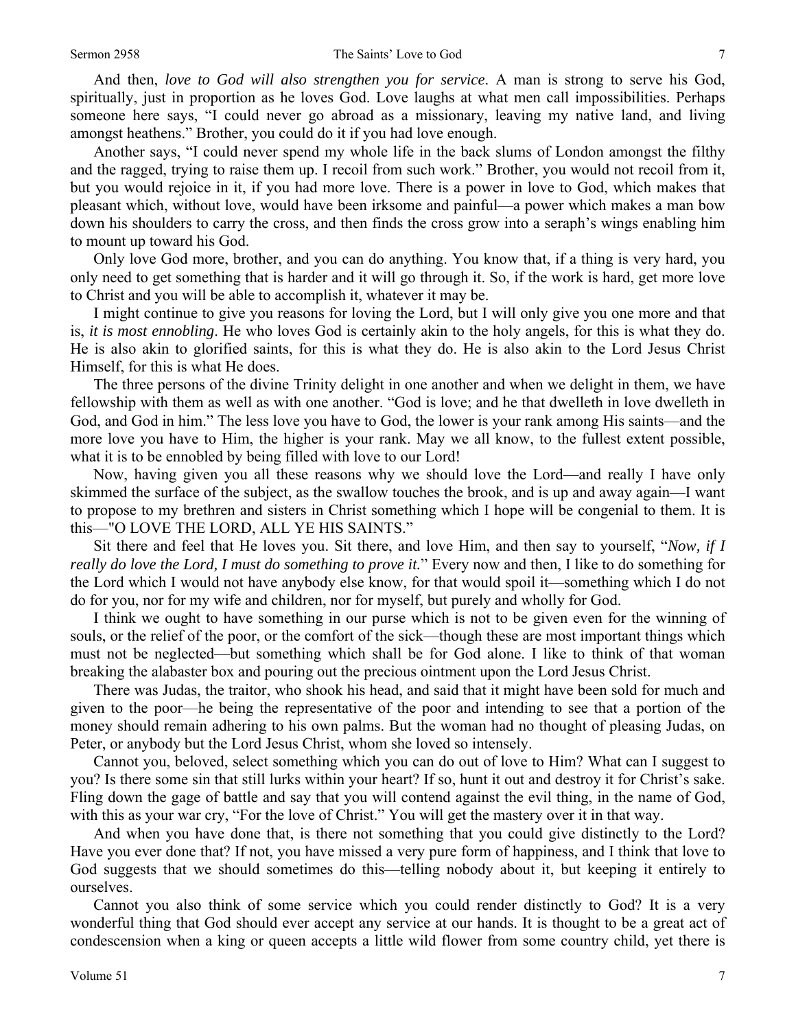And then, *love to God will also strengthen you for service*. A man is strong to serve his God, spiritually, just in proportion as he loves God. Love laughs at what men call impossibilities. Perhaps someone here says, "I could never go abroad as a missionary, leaving my native land, and living amongst heathens." Brother, you could do it if you had love enough.

Another says, "I could never spend my whole life in the back slums of London amongst the filthy and the ragged, trying to raise them up. I recoil from such work." Brother, you would not recoil from it, but you would rejoice in it, if you had more love. There is a power in love to God, which makes that pleasant which, without love, would have been irksome and painful—a power which makes a man bow down his shoulders to carry the cross, and then finds the cross grow into a seraph's wings enabling him to mount up toward his God.

Only love God more, brother, and you can do anything. You know that, if a thing is very hard, you only need to get something that is harder and it will go through it. So, if the work is hard, get more love to Christ and you will be able to accomplish it, whatever it may be.

I might continue to give you reasons for loving the Lord, but I will only give you one more and that is, *it is most ennobling*. He who loves God is certainly akin to the holy angels, for this is what they do. He is also akin to glorified saints, for this is what they do. He is also akin to the Lord Jesus Christ Himself, for this is what He does.

The three persons of the divine Trinity delight in one another and when we delight in them, we have fellowship with them as well as with one another. "God is love; and he that dwelleth in love dwelleth in God, and God in him." The less love you have to God, the lower is your rank among His saints—and the more love you have to Him, the higher is your rank. May we all know, to the fullest extent possible, what it is to be ennobled by being filled with love to our Lord!

Now, having given you all these reasons why we should love the Lord—and really I have only skimmed the surface of the subject, as the swallow touches the brook, and is up and away again—I want to propose to my brethren and sisters in Christ something which I hope will be congenial to them. It is this—"O LOVE THE LORD, ALL YE HIS SAINTS."

Sit there and feel that He loves you. Sit there, and love Him, and then say to yourself, "*Now, if I really do love the Lord, I must do something to prove it.*" Every now and then, I like to do something for the Lord which I would not have anybody else know, for that would spoil it—something which I do not do for you, nor for my wife and children, nor for myself, but purely and wholly for God.

I think we ought to have something in our purse which is not to be given even for the winning of souls, or the relief of the poor, or the comfort of the sick—though these are most important things which must not be neglected—but something which shall be for God alone. I like to think of that woman breaking the alabaster box and pouring out the precious ointment upon the Lord Jesus Christ.

There was Judas, the traitor, who shook his head, and said that it might have been sold for much and given to the poor—he being the representative of the poor and intending to see that a portion of the money should remain adhering to his own palms. But the woman had no thought of pleasing Judas, on Peter, or anybody but the Lord Jesus Christ, whom she loved so intensely.

Cannot you, beloved, select something which you can do out of love to Him? What can I suggest to you? Is there some sin that still lurks within your heart? If so, hunt it out and destroy it for Christ's sake. Fling down the gage of battle and say that you will contend against the evil thing, in the name of God, with this as your war cry, "For the love of Christ." You will get the mastery over it in that way.

And when you have done that, is there not something that you could give distinctly to the Lord? Have you ever done that? If not, you have missed a very pure form of happiness, and I think that love to God suggests that we should sometimes do this—telling nobody about it, but keeping it entirely to ourselves.

Cannot you also think of some service which you could render distinctly to God? It is a very wonderful thing that God should ever accept any service at our hands. It is thought to be a great act of condescension when a king or queen accepts a little wild flower from some country child, yet there is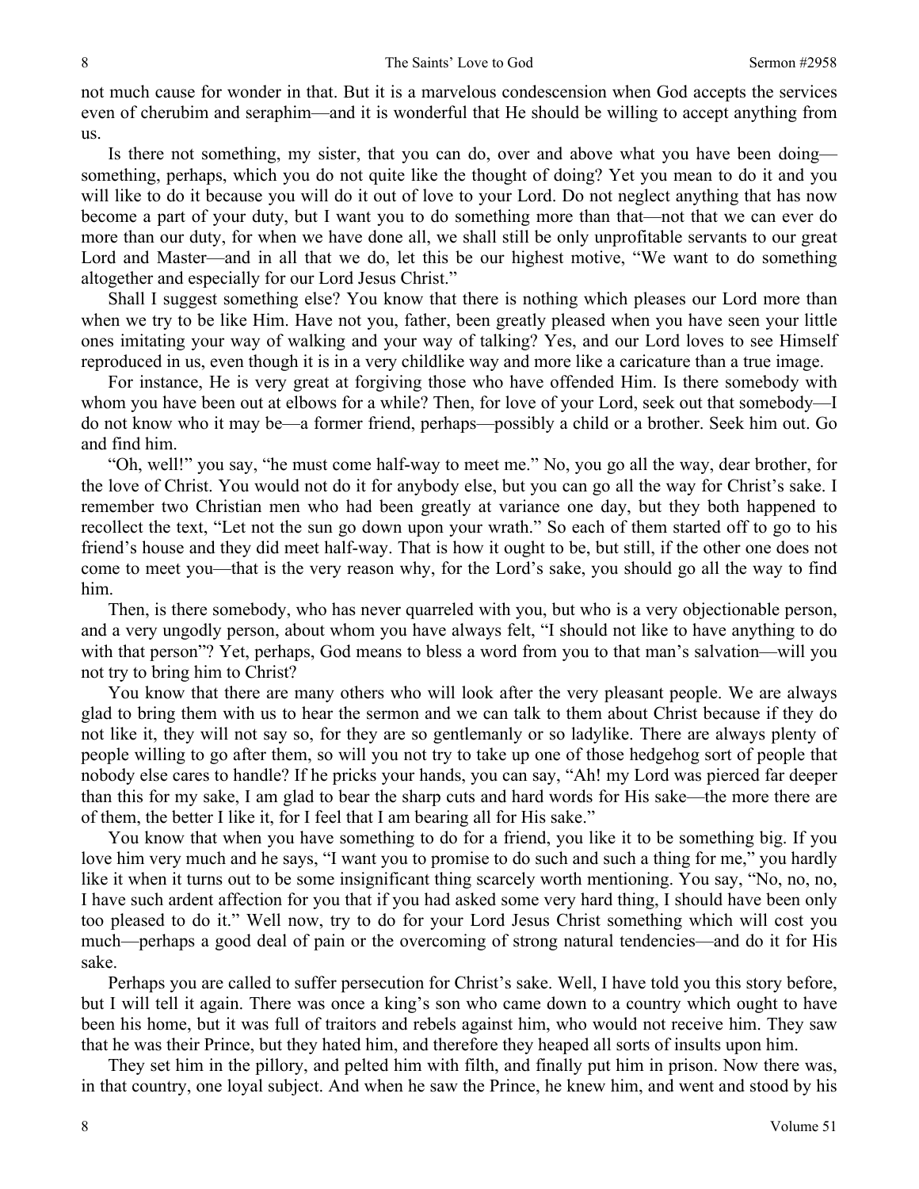not much cause for wonder in that. But it is a marvelous condescension when God accepts the services even of cherubim and seraphim—and it is wonderful that He should be willing to accept anything from us.

Is there not something, my sister, that you can do, over and above what you have been doing—something, perhaps, which you do not quite like the thought of doing? Yet you mean to do it and you will like to do it because you will do it out of love to your Lord. Do not neglect anything that has now become a part of your duty, but I want you to do something more than that—not that we can ever do more than our duty, for when we have done all, we shall still be only unprofitable servants to our great Lord and Master—and in all that we do, let this be our highest motive, "We want to do something altogether and especially for our Lord Jesus Christ."

Shall I suggest something else? You know that there is nothing which pleases our Lord more than when we try to be like Him. Have not you, father, been greatly pleased when you have seen your little ones imitating your way of walking and your way of talking? Yes, and our Lord loves to see Himself reproduced in us, even though it is in a very childlike way and more like a caricature than a true image.

For instance, He is very great at forgiving those who have offended Him. Is there somebody with whom you have been out at elbows for a while? Then, for love of your Lord, seek out that somebody—I do not know who it may be—a former friend, perhaps—possibly a child or a brother. Seek him out. Go and find him.

"Oh, well!" you say, "he must come half-way to meet me." No, you go all the way, dear brother, for the love of Christ. You would not do it for anybody else, but you can go all the way for Christ's sake. I remember two Christian men who had been greatly at variance one day, but they both happened to recollect the text, "Let not the sun go down upon your wrath." So each of them started off to go to his friend's house and they did meet half-way. That is how it ought to be, but still, if the other one does not come to meet you—that is the very reason why, for the Lord's sake, you should go all the way to find him.

Then, is there somebody, who has never quarreled with you, but who is a very objectionable person, and a very ungodly person, about whom you have always felt, "I should not like to have anything to do with that person"? Yet, perhaps, God means to bless a word from you to that man's salvation—will you not try to bring him to Christ?

You know that there are many others who will look after the very pleasant people. We are always glad to bring them with us to hear the sermon and we can talk to them about Christ because if they do not like it, they will not say so, for they are so gentlemanly or so ladylike. There are always plenty of people willing to go after them, so will you not try to take up one of those hedgehog sort of people that nobody else cares to handle? If he pricks your hands, you can say, "Ah! my Lord was pierced far deeper than this for my sake, I am glad to bear the sharp cuts and hard words for His sake—the more there are of them, the better I like it, for I feel that I am bearing all for His sake."

You know that when you have something to do for a friend, you like it to be something big. If you love him very much and he says, "I want you to promise to do such and such a thing for me," you hardly like it when it turns out to be some insignificant thing scarcely worth mentioning. You say, "No, no, no, I have such ardent affection for you that if you had asked some very hard thing, I should have been only too pleased to do it." Well now, try to do for your Lord Jesus Christ something which will cost you much—perhaps a good deal of pain or the overcoming of strong natural tendencies—and do it for His sake.

Perhaps you are called to suffer persecution for Christ's sake. Well, I have told you this story before, but I will tell it again. There was once a king's son who came down to a country which ought to have been his home, but it was full of traitors and rebels against him, who would not receive him. They saw that he was their Prince, but they hated him, and therefore they heaped all sorts of insults upon him.

They set him in the pillory, and pelted him with filth, and finally put him in prison. Now there was, in that country, one loyal subject. And when he saw the Prince, he knew him, and went and stood by his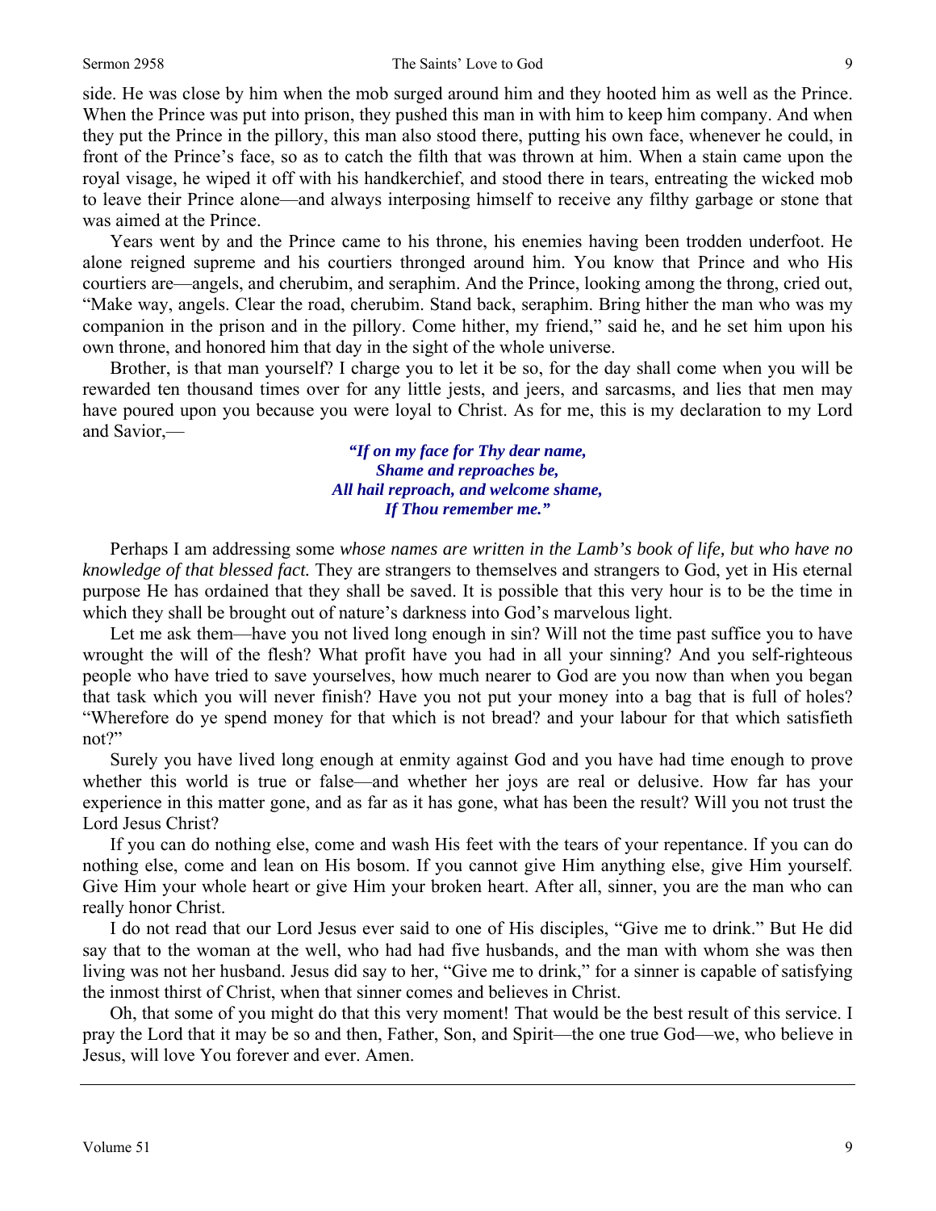side. He was close by him when the mob surged around him and they hooted him as well as the Prince. When the Prince was put into prison, they pushed this man in with him to keep him company. And when they put the Prince in the pillory, this man also stood there, putting his own face, whenever he could, in front of the Prince's face, so as to catch the filth that was thrown at him. When a stain came upon the royal visage, he wiped it off with his handkerchief, and stood there in tears, entreating the wicked mob to leave their Prince alone—and always interposing himself to receive any filthy garbage or stone that was aimed at the Prince.

Years went by and the Prince came to his throne, his enemies having been trodden underfoot. He alone reigned supreme and his courtiers thronged around him. You know that Prince and who His courtiers are—angels, and cherubim, and seraphim. And the Prince, looking among the throng, cried out, "Make way, angels. Clear the road, cherubim. Stand back, seraphim. Bring hither the man who was my companion in the prison and in the pillory. Come hither, my friend," said he, and he set him upon his own throne, and honored him that day in the sight of the whole universe.

Brother, is that man yourself? I charge you to let it be so, for the day shall come when you will be rewarded ten thousand times over for any little jests, and jeers, and sarcasms, and lies that men may have poured upon you because you were loyal to Christ. As for me, this is my declaration to my Lord and Savior,—

> ***"If on my face for Thy dear name,***
> ***Shame and reproaches be,***
> ***All hail reproach, and welcome shame,***
> ***If Thou remember me."***

Perhaps I am addressing some *whose names are written in the Lamb's book of life, but who have no knowledge of that blessed fact.* They are strangers to themselves and strangers to God, yet in His eternal purpose He has ordained that they shall be saved. It is possible that this very hour is to be the time in which they shall be brought out of nature's darkness into God's marvelous light.

Let me ask them—have you not lived long enough in sin? Will not the time past suffice you to have wrought the will of the flesh? What profit have you had in all your sinning? And you self-righteous people who have tried to save yourselves, how much nearer to God are you now than when you began that task which you will never finish? Have you not put your money into a bag that is full of holes? "Wherefore do ye spend money for that which is not bread? and your labour for that which satisfieth not?"

Surely you have lived long enough at enmity against God and you have had time enough to prove whether this world is true or false—and whether her joys are real or delusive. How far has your experience in this matter gone, and as far as it has gone, what has been the result? Will you not trust the Lord Jesus Christ?

If you can do nothing else, come and wash His feet with the tears of your repentance. If you can do nothing else, come and lean on His bosom. If you cannot give Him anything else, give Him yourself. Give Him your whole heart or give Him your broken heart. After all, sinner, you are the man who can really honor Christ.

I do not read that our Lord Jesus ever said to one of His disciples, "Give me to drink." But He did say that to the woman at the well, who had had five husbands, and the man with whom she was then living was not her husband. Jesus did say to her, "Give me to drink," for a sinner is capable of satisfying the inmost thirst of Christ, when that sinner comes and believes in Christ.

Oh, that some of you might do that this very moment! That would be the best result of this service. I pray the Lord that it may be so and then, Father, Son, and Spirit—the one true God—we, who believe in Jesus, will love You forever and ever. Amen.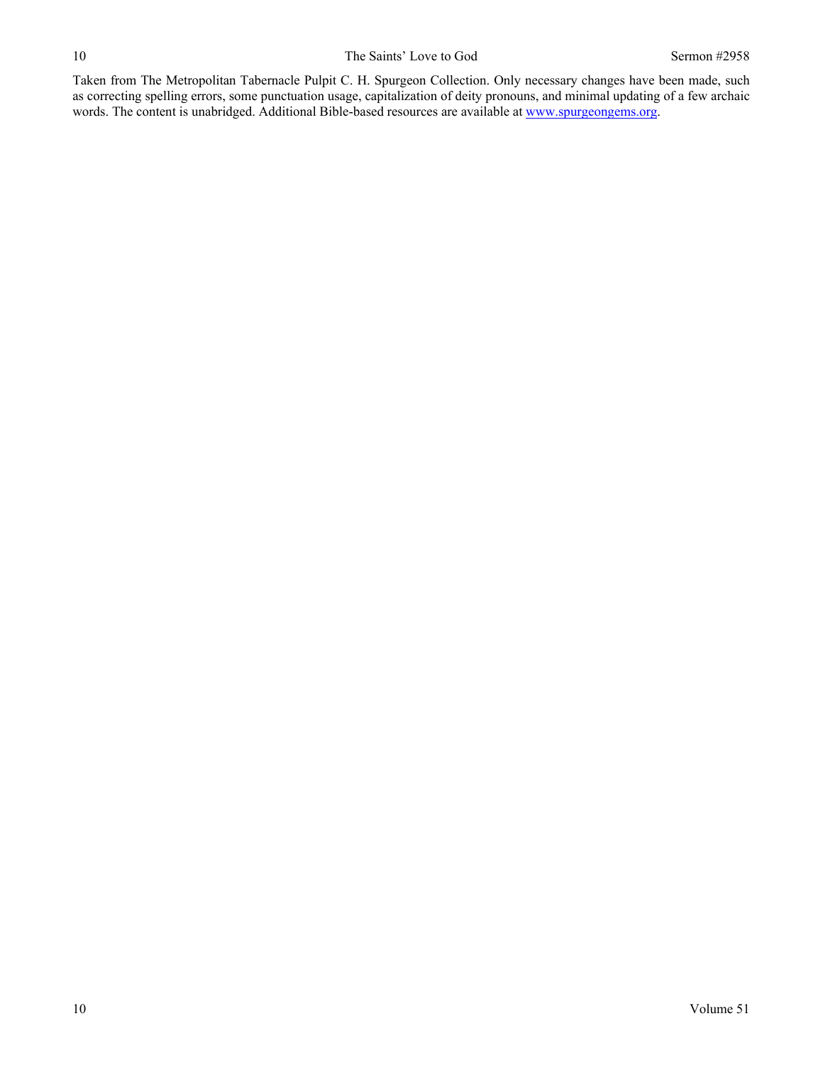Taken from The Metropolitan Tabernacle Pulpit C. H. Spurgeon Collection. Only necessary changes have been made, such as correcting spelling errors, some punctuation usage, capitalization of deity pronouns, and minimal updating of a few archaic words. The content is unabridged. Additional Bible-based resources are available at www.spurgeongems.org.